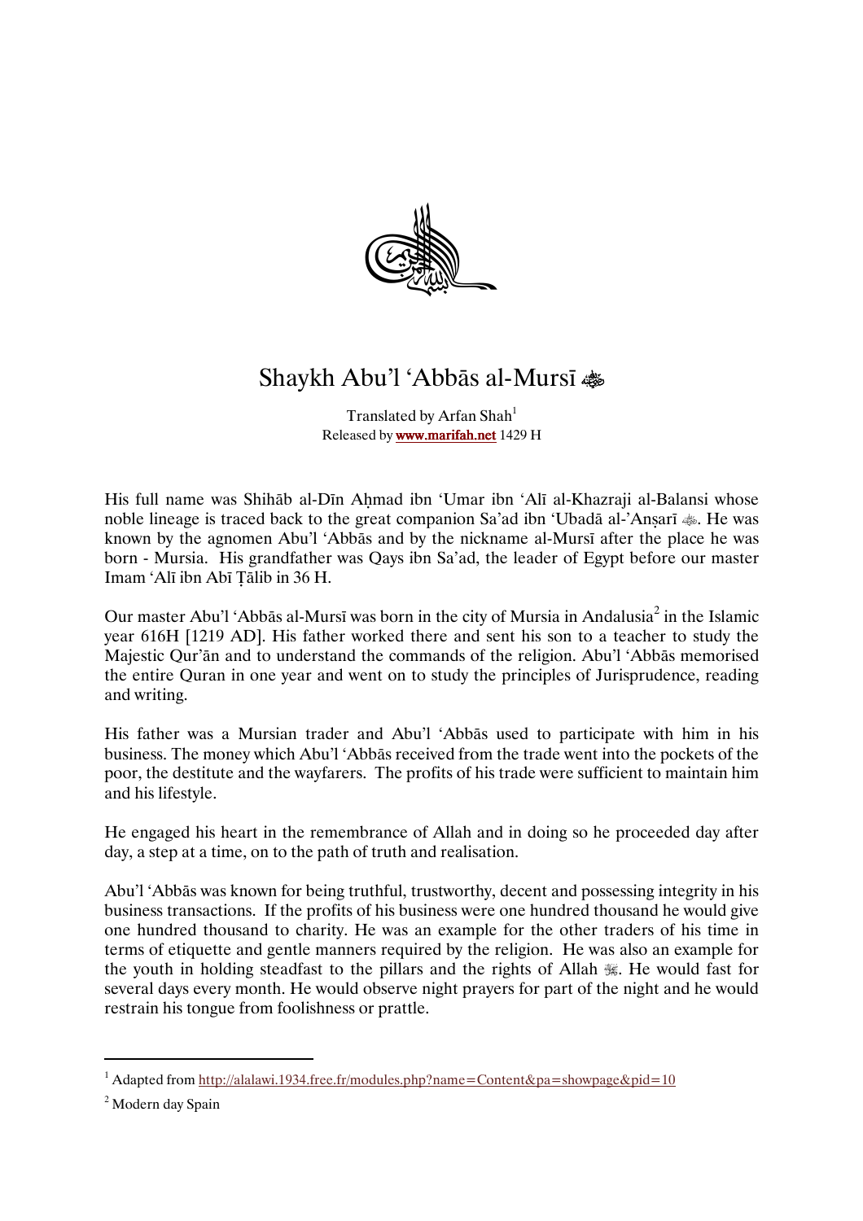# Shaykh Abu'l 'Abbās al-Mursī

Translated by Arfan Shah[1]
Released by **www.marifah.net** 1429 H

His full name was Shihāb al-Dīn Aḥmad ibn 'Umar ibn 'Alī al-Khazraji al-Balansi whose noble lineage is traced back to the great companion Sa'ad ibn 'Ubadā al-'Anṣarī. He was known by the agnomen Abu'l 'Abbās and by the nickname al-Mursī after the place he was born - Mursia. His grandfather was Qays ibn Sa'ad, the leader of Egypt before our master Imam 'Alī ibn Abī Ṭālib in 36 H.

Our master Abu'l 'Abbās al-Mursī was born in the city of Mursia in Andalusia[2] in the Islamic year 616H [1219 AD]. His father worked there and sent his son to a teacher to study the Majestic Qur'ān and to understand the commands of the religion. Abu'l 'Abbās memorised the entire Quran in one year and went on to study the principles of Jurisprudence, reading and writing.

His father was a Mursian trader and Abu'l 'Abbās used to participate with him in his business. The money which Abu'l 'Abbās received from the trade went into the pockets of the poor, the destitute and the wayfarers. The profits of his trade were sufficient to maintain him and his lifestyle.

He engaged his heart in the remembrance of Allah and in doing so he proceeded day after day, a step at a time, on to the path of truth and realisation.

Abu'l 'Abbās was known for being truthful, trustworthy, decent and possessing integrity in his business transactions. If the profits of his business were one hundred thousand he would give one hundred thousand to charity. He was an example for the other traders of his time in terms of etiquette and gentle manners required by the religion. He was also an example for the youth in holding steadfast to the pillars and the rights of Allah. He would fast for several days every month. He would observe night prayers for part of the night and he would restrain his tongue from foolishness or prattle.

---

[1] Adapted from http://alalawi.1934.free.fr/modules.php?name=Content&pa=showpage&pid=10

[2] Modern day Spain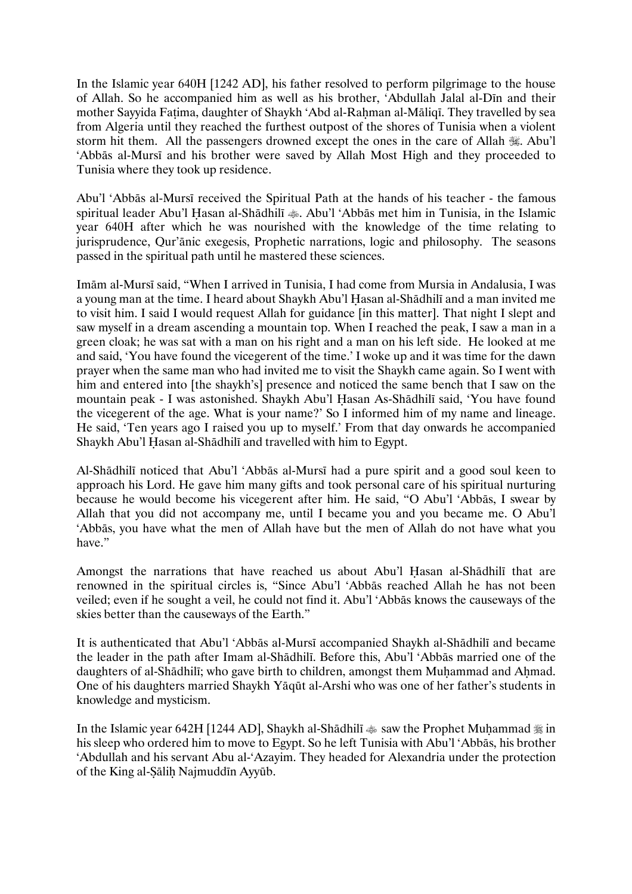In the Islamic year 640H [1242 AD], his father resolved to perform pilgrimage to the house of Allah. So he accompanied him as well as his brother, 'Abdullah Jalal al-Dīn and their mother Sayyida Faṭima, daughter of Shaykh 'Abd al-Raḥman al-Māliqī. They travelled by sea from Algeria until they reached the furthest outpost of the shores of Tunisia when a violent storm hit them. All the passengers drowned except the ones in the care of Allah ﷻ. Abu'l 'Abbās al-Mursī and his brother were saved by Allah Most High and they proceeded to Tunisia where they took up residence.

Abu'l 'Abbās al-Mursī received the Spiritual Path at the hands of his teacher - the famous spiritual leader Abu'l Ḥasan al-Shādhilī ؓ. Abu'l 'Abbās met him in Tunisia, in the Islamic year 640H after which he was nourished with the knowledge of the time relating to jurisprudence, Qur'ānic exegesis, Prophetic narrations, logic and philosophy. The seasons passed in the spiritual path until he mastered these sciences.

Imām al-Mursī said, "When I arrived in Tunisia, I had come from Mursia in Andalusia, I was a young man at the time. I heard about Shaykh Abu'l Ḥasan al-Shādhilī and a man invited me to visit him. I said I would request Allah for guidance [in this matter]. That night I slept and saw myself in a dream ascending a mountain top. When I reached the peak, I saw a man in a green cloak; he was sat with a man on his right and a man on his left side. He looked at me and said, 'You have found the vicegerent of the time.' I woke up and it was time for the dawn prayer when the same man who had invited me to visit the Shaykh came again. So I went with him and entered into [the shaykh's] presence and noticed the same bench that I saw on the mountain peak - I was astonished. Shaykh Abu'l Ḥasan As-Shādhilī said, 'You have found the vicegerent of the age. What is your name?' So I informed him of my name and lineage. He said, 'Ten years ago I raised you up to myself.' From that day onwards he accompanied Shaykh Abu'l Ḥasan al-Shādhilī and travelled with him to Egypt.

Al-Shādhilī noticed that Abu'l 'Abbās al-Mursī had a pure spirit and a good soul keen to approach his Lord. He gave him many gifts and took personal care of his spiritual nurturing because he would become his vicegerent after him. He said, "O Abu'l 'Abbās, I swear by Allah that you did not accompany me, until I became you and you became me. O Abu'l 'Abbās, you have what the men of Allah have but the men of Allah do not have what you have."

Amongst the narrations that have reached us about Abu'l Ḥasan al-Shādhilī that are renowned in the spiritual circles is, "Since Abu'l 'Abbās reached Allah he has not been veiled; even if he sought a veil, he could not find it. Abu'l 'Abbās knows the causeways of the skies better than the causeways of the Earth."

It is authenticated that Abu'l 'Abbās al-Mursī accompanied Shaykh al-Shādhilī and became the leader in the path after Imam al-Shādhilī. Before this, Abu'l 'Abbās married one of the daughters of al-Shādhilī; who gave birth to children, amongst them Muḥammad and Aḥmad. One of his daughters married Shaykh Yāqūt al-Arshi who was one of her father's students in knowledge and mysticism.

In the Islamic year 642H [1244 AD], Shaykh al-Shādhilī ؓ saw the Prophet Muḥammad ﷺ in his sleep who ordered him to move to Egypt. So he left Tunisia with Abu'l 'Abbās, his brother 'Abdullah and his servant Abu al-'Azayim. They headed for Alexandria under the protection of the King al-Ṣāliḥ Najmuddīn Ayyūb.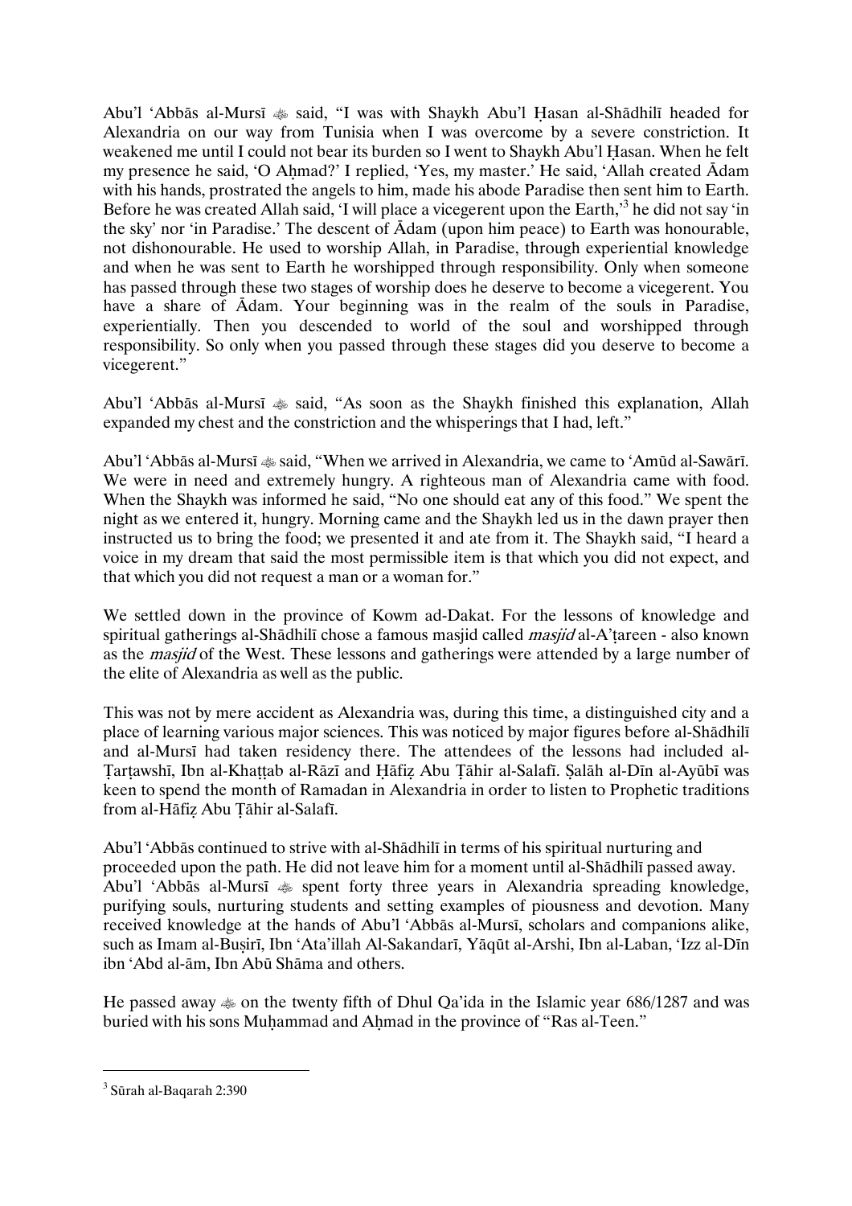Abu'l 'Abbās al-Mursī ﷺ said, "I was with Shaykh Abu'l Ḥasan al-Shādhilī headed for Alexandria on our way from Tunisia when I was overcome by a severe constriction. It weakened me until I could not bear its burden so I went to Shaykh Abu'l Ḥasan. When he felt my presence he said, 'O Aḥmad?' I replied, 'Yes, my master.' He said, 'Allah created Ādam with his hands, prostrated the angels to him, made his abode Paradise then sent him to Earth. Before he was created Allah said, 'I will place a vicegerent upon the Earth,'[3] he did not say 'in the sky' nor 'in Paradise.' The descent of Ādam (upon him peace) to Earth was honourable, not dishonourable. He used to worship Allah, in Paradise, through experiential knowledge and when he was sent to Earth he worshipped through responsibility. Only when someone has passed through these two stages of worship does he deserve to become a vicegerent. You have a share of Ādam. Your beginning was in the realm of the souls in Paradise, experientially. Then you descended to world of the soul and worshipped through responsibility. So only when you passed through these stages did you deserve to become a vicegerent."

Abu'l 'Abbās al-Mursī ﷺ said, "As soon as the Shaykh finished this explanation, Allah expanded my chest and the constriction and the whisperings that I had, left."

Abu'l 'Abbās al-Mursī ﷺ said, "When we arrived in Alexandria, we came to 'Amūd al-Sawārī. We were in need and extremely hungry. A righteous man of Alexandria came with food. When the Shaykh was informed he said, "No one should eat any of this food." We spent the night as we entered it, hungry. Morning came and the Shaykh led us in the dawn prayer then instructed us to bring the food; we presented it and ate from it. The Shaykh said, "I heard a voice in my dream that said the most permissible item is that which you did not expect, and that which you did not request a man or a woman for."

We settled down in the province of Kowm ad-Dakat. For the lessons of knowledge and spiritual gatherings al-Shādhilī chose a famous masjid called *masjid* al-A'ṭareen - also known as the *masjid* of the West. These lessons and gatherings were attended by a large number of the elite of Alexandria as well as the public.

This was not by mere accident as Alexandria was, during this time, a distinguished city and a place of learning various major sciences. This was noticed by major figures before al-Shādhilī and al-Mursī had taken residency there. The attendees of the lessons had included al-Ṭarṭawshī, Ibn al-Khaṭṭab al-Rāzī and Ḥāfiẓ Abu Ṭāhir al-Salafī. Ṣalāh al-Dīn al-Ayūbī was keen to spend the month of Ramadan in Alexandria in order to listen to Prophetic traditions from al-Hāfiẓ Abu Ṭāhir al-Salafī.

Abu'l 'Abbās continued to strive with al-Shādhilī in terms of his spiritual nurturing and proceeded upon the path. He did not leave him for a moment until al-Shādhilī passed away. Abu'l 'Abbās al-Mursī ﷺ spent forty three years in Alexandria spreading knowledge, purifying souls, nurturing students and setting examples of piousness and devotion. Many received knowledge at the hands of Abu'l 'Abbās al-Mursī, scholars and companions alike, such as Imam al-Buṣirī, Ibn 'Ata'illah Al-Sakandarī, Yāqūt al-Arshi, Ibn al-Laban, 'Izz al-Dīn ibn 'Abd al-ām, Ibn Abū Shāma and others.

He passed away ﷺ on the twenty fifth of Dhul Qa'ida in the Islamic year 686/1287 and was buried with his sons Muḥammad and Aḥmad in the province of "Ras al-Teen."

---

[3] Sūrah al-Baqarah 2:390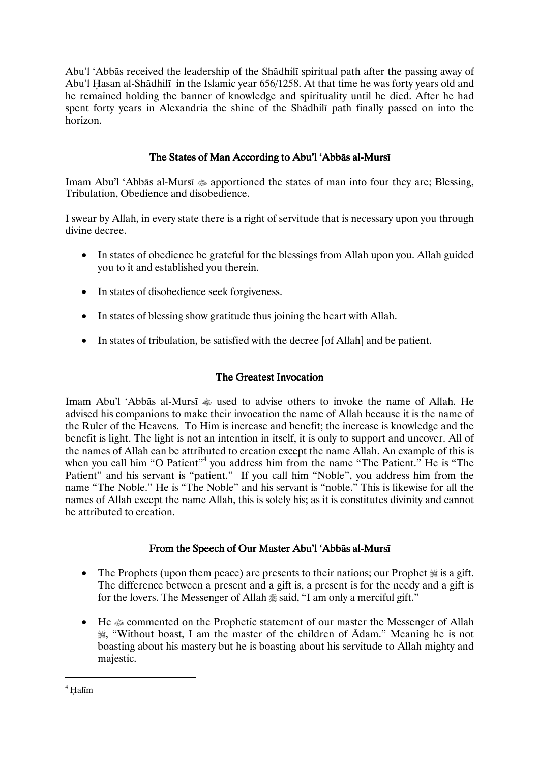Abu'l 'Abbās received the leadership of the Shādhilī spiritual path after the passing away of Abu'l Ḥasan al-Shādhilī in the Islamic year 656/1258. At that time he was forty years old and he remained holding the banner of knowledge and spirituality until he died. After he had spent forty years in Alexandria the shine of the Shādhilī path finally passed on into the horizon.

## The States of Man According to Abu'l 'Abbās al-Mursī

Imam Abu'l 'Abbās al-Mursī ﷺ apportioned the states of man into four they are; Blessing, Tribulation, Obedience and disobedience.

I swear by Allah, in every state there is a right of servitude that is necessary upon you through divine decree.

- In states of obedience be grateful for the blessings from Allah upon you. Allah guided you to it and established you therein.
- In states of disobedience seek forgiveness.
- In states of blessing show gratitude thus joining the heart with Allah.
- In states of tribulation, be satisfied with the decree [of Allah] and be patient.

## The Greatest Invocation

Imam Abu'l 'Abbās al-Mursī ﷺ used to advise others to invoke the name of Allah. He advised his companions to make their invocation the name of Allah because it is the name of the Ruler of the Heavens. To Him is increase and benefit; the increase is knowledge and the benefit is light. The light is not an intention in itself, it is only to support and uncover. All of the names of Allah can be attributed to creation except the name Allah. An example of this is when you call him "O Patient"[4] you address him from the name "The Patient." He is "The Patient" and his servant is "patient." If you call him "Noble", you address him from the name "The Noble." He is "The Noble" and his servant is "noble." This is likewise for all the names of Allah except the name Allah, this is solely his; as it is constitutes divinity and cannot be attributed to creation.

## From the Speech of Our Master Abu'l 'Abbās al-Mursī

- The Prophets (upon them peace) are presents to their nations; our Prophet ﷺ is a gift. The difference between a present and a gift is, a present is for the needy and a gift is for the lovers. The Messenger of Allah ﷺ said, "I am only a merciful gift."
- He ﷺ commented on the Prophetic statement of our master the Messenger of Allah ﷺ, "Without boast, I am the master of the children of Ādam." Meaning he is not boasting about his mastery but he is boasting about his servitude to Allah mighty and majestic.

[4] Ḥalīm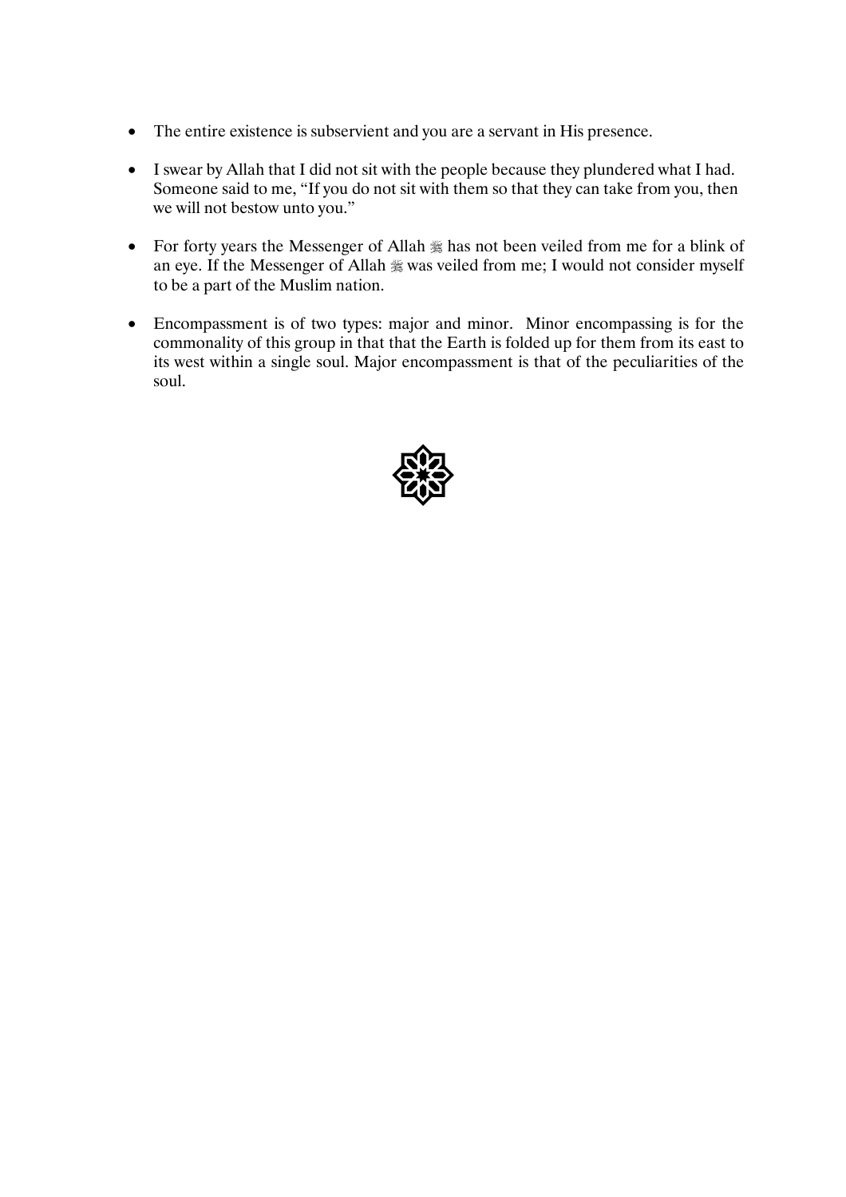- The entire existence is subservient and you are a servant in His presence.

- I swear by Allah that I did not sit with the people because they plundered what I had. Someone said to me, "If you do not sit with them so that they can take from you, then we will not bestow unto you."

- For forty years the Messenger of Allah ﷺ has not been veiled from me for a blink of an eye. If the Messenger of Allah ﷺ was veiled from me; I would not consider myself to be a part of the Muslim nation.

- Encompassment is of two types: major and minor. Minor encompassing is for the commonality of this group in that that the Earth is folded up for them from its east to its west within a single soul. Major encompassment is that of the peculiarities of the soul.